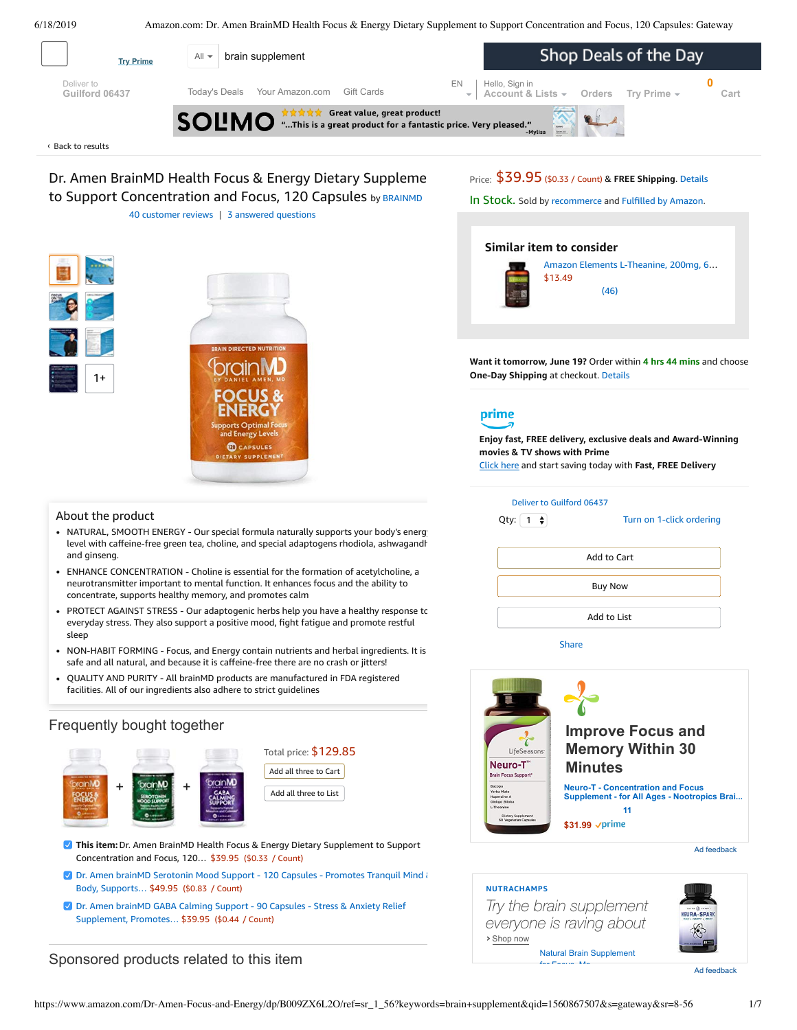Try Prime

All | brain supplement

Shop Deals of the Day

Deliver to
Guilford 06437

Today's Deals   Your Amazon.com   Gift Cards

EN

Hello, Sign in
Account & Lists   Orders   Try Prime

0 Cart

SOLIMO ★★★★★ Great value, great product!
"...This is a great product for a fantastic price. Very pleased." -Mylisa

‹ Back to results

# Dr. Amen BrainMD Health Focus & Energy Dietary Suppleme to Support Concentration and Focus, 120 Capsules by BRAINMD

40 customer reviews | 3 answered questions

1+

Price: $39.95 ($0.33 / Count) & **FREE Shipping**. Details

In Stock. Sold by recommerce and Fulfilled by Amazon.

## Similar item to consider

Amazon Elements L-Theanine, 200mg, 6...
$13.49
(46)

**Want it tomorrow, June 19?** Order within **4 hrs 44 mins** and choose **One-Day Shipping** at checkout. Details

prime

**Enjoy fast, FREE delivery, exclusive deals and Award-Winning movies & TV shows with Prime**
Click here and start saving today with **Fast, FREE Delivery**

Deliver to Guilford 06437

Qty: 1   Turn on 1-click ordering

Add to Cart

Buy Now

Add to List

Share

## About the product

- NATURAL, SMOOTH ENERGY - Our special formula naturally supports your body's energ level with caffeine-free green tea, choline, and special adaptogens rhodiola, ashwagandh and ginseng.
- ENHANCE CONCENTRATION - Choline is essential for the formation of acetylcholine, a neurotransmitter important to mental function. It enhances focus and the ability to concentrate, supports healthy memory, and promotes calm
- PROTECT AGAINST STRESS - Our adaptogenic herbs help you have a healthy response tc everyday stress. They also support a positive mood, fight fatigue and promote restful sleep
- NON-HABIT FORMING - Focus, and Energy contain nutrients and herbal ingredients. It is safe and all natural, and because it is caffeine-free there are no crash or jitters!
- QUALITY AND PURITY - All brainMD products are manufactured in FDA registered facilities. All of our ingredients also adhere to strict guidelines

## Frequently bought together

Total price: $129.85

Add all three to Cart

Add all three to List

- **This item:** Dr. Amen BrainMD Health Focus & Energy Dietary Supplement to Support Concentration and Focus, 120... $39.95 ($0.33 / Count)
- Dr. Amen brainMD Serotonin Mood Support - 120 Capsules - Promotes Tranquil Mind & Body, Supports... $49.95 ($0.83 / Count)
- Dr. Amen brainMD GABA Calming Support - 90 Capsules - Stress & Anxiety Relief Supplement, Promotes... $39.95 ($0.44 / Count)

**Improve Focus and Memory Within 30 Minutes**

Neuro-T - Concentration and Focus Supplement - for All Ages - Nootropics Brai...
11
$31.99 prime

Ad feedback

NUTRACHAMPS
*Try the brain supplement everyone is raving about*
› Shop now
Natural Brain Supplement for Focus, Me...

Ad feedback

## Sponsored products related to this item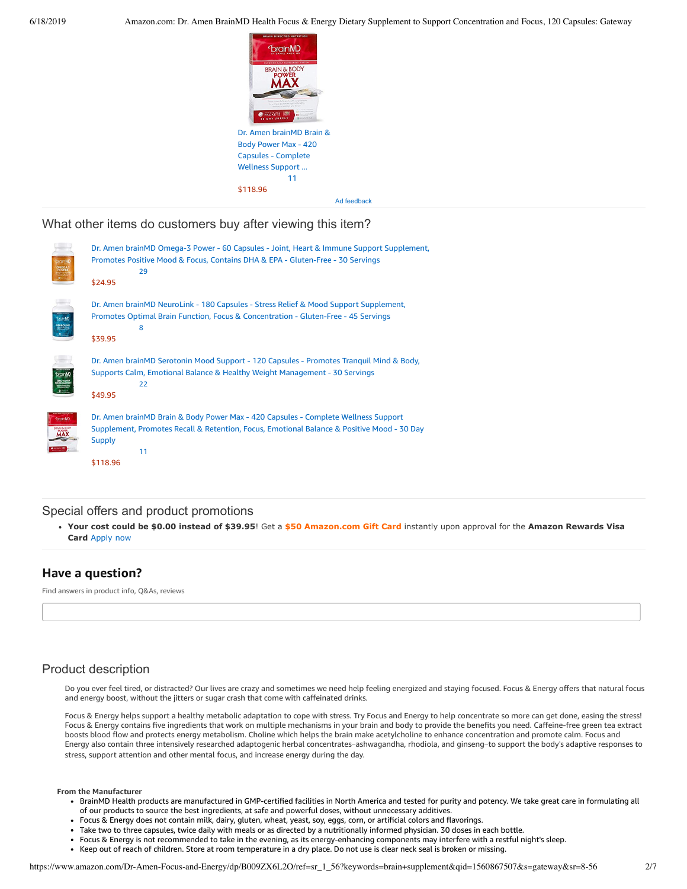Dr. Amen brainMD Brain & Body Power Max - 420 Capsules - Complete Wellness Support ...

11

$118.96

Ad feedback

## What other items do customers buy after viewing this item?

- Dr. Amen brainMD Omega-3 Power - 60 Capsules - Joint, Heart & Immune Support Supplement, Promotes Positive Mood & Focus, Contains DHA & EPA - Gluten-Free - 30 Servings
  29
  $24.95
- Dr. Amen brainMD NeuroLink - 180 Capsules - Stress Relief & Mood Support Supplement, Promotes Optimal Brain Function, Focus & Concentration - Gluten-Free - 45 Servings
  8
  $39.95
- Dr. Amen brainMD Serotonin Mood Support - 120 Capsules - Promotes Tranquil Mind & Body, Supports Calm, Emotional Balance & Healthy Weight Management - 30 Servings
  22
  $49.95
- Dr. Amen brainMD Brain & Body Power Max - 420 Capsules - Complete Wellness Support Supplement, Promotes Recall & Retention, Focus, Emotional Balance & Positive Mood - 30 Day Supply
  11
  $118.96

## Special offers and product promotions

- **Your cost could be $0.00 instead of $39.95**! Get a **$50 Amazon.com Gift Card** instantly upon approval for the **Amazon Rewards Visa Card** Apply now

## Have a question?

Find answers in product info, Q&As, reviews

## Product description

Do you ever feel tired, or distracted? Our lives are crazy and sometimes we need help feeling energized and staying focused. Focus & Energy offers that natural focus and energy boost, without the jitters or sugar crash that come with caffeinated drinks.

Focus & Energy helps support a healthy metabolic adaptation to cope with stress. Try Focus and Energy to help concentrate so more can get done, easing the stress! Focus & Energy contains five ingredients that work on multiple mechanisms in your brain and body to provide the benefits you need. Caffeine-free green tea extract boosts blood flow and protects energy metabolism. Choline which helps the brain make acetylcholine to enhance concentration and promote calm. Focus and Energy also contain three intensively researched adaptogenic herbal concentrates–ashwagandha, rhodiola, and ginseng–to support the body's adaptive responses to stress, support attention and other mental focus, and increase energy during the day.

**From the Manufacturer**

- BrainMD Health products are manufactured in GMP-certified facilities in North America and tested for purity and potency. We take great care in formulating all of our products to source the best ingredients, at safe and powerful doses, without unnecessary additives.
- Focus & Energy does not contain milk, dairy, gluten, wheat, yeast, soy, eggs, corn, or artificial colors and flavorings.
- Take two to three capsules, twice daily with meals or as directed by a nutritionally informed physician. 30 doses in each bottle.
- Focus & Energy is not recommended to take in the evening, as its energy-enhancing components may interfere with a restful night's sleep.
- Keep out of reach of children. Store at room temperature in a dry place. Do not use is clear neck seal is broken or missing.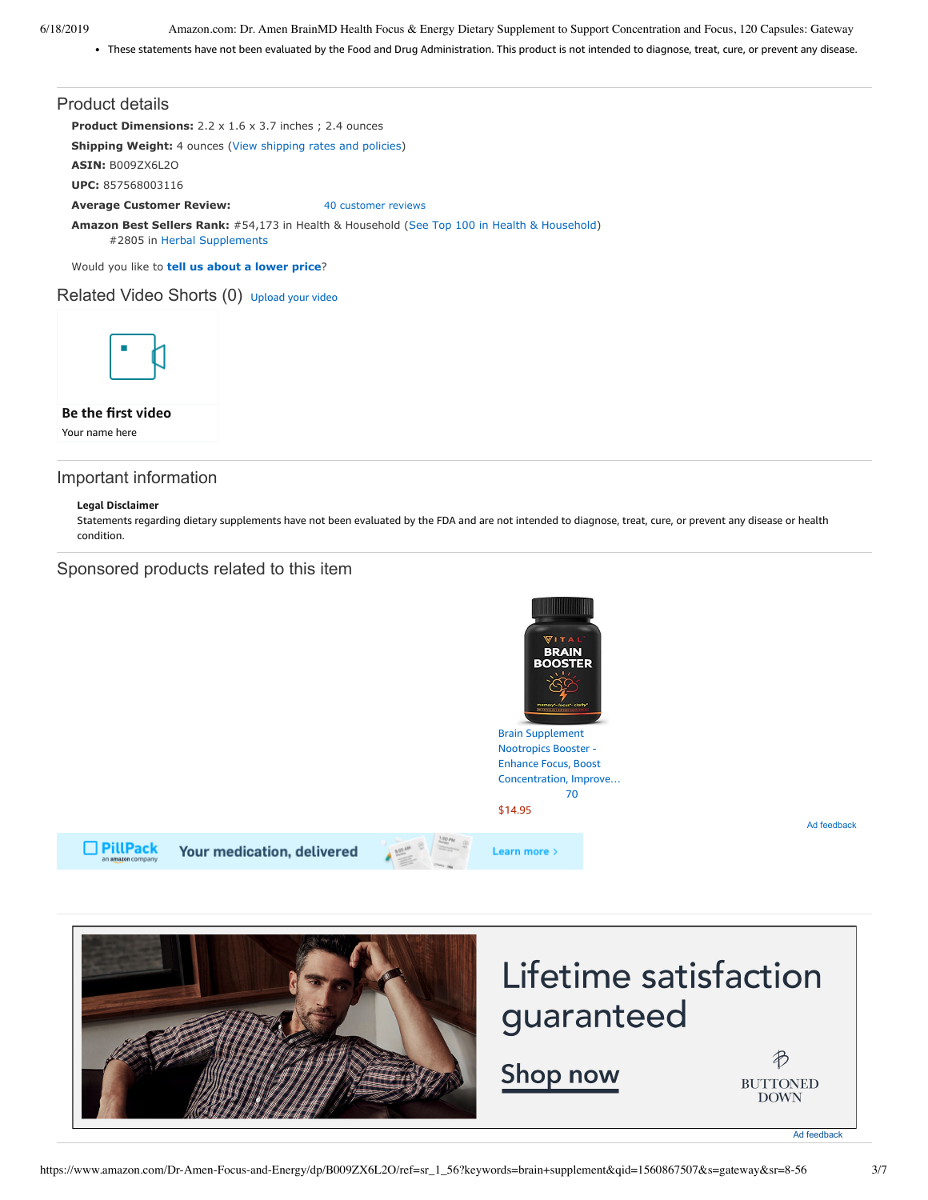- These statements have not been evaluated by the Food and Drug Administration. This product is not intended to diagnose, treat, cure, or prevent any disease.

## Product details

**Product Dimensions:** 2.2 x 1.6 x 3.7 inches ; 2.4 ounces

**Shipping Weight:** 4 ounces (View shipping rates and policies)

**ASIN:** B009ZX6L2O

**UPC:** 857568003116

**Average Customer Review:** 40 customer reviews

**Amazon Best Sellers Rank:** #54,173 in Health & Household (See Top 100 in Health & Household)
#2805 in Herbal Supplements

Would you like to **tell us about a lower price**?

## Related Video Shorts (0) Upload your video

**Be the first video**

Your name here

## Important information

**Legal Disclaimer**

Statements regarding dietary supplements have not been evaluated by the FDA and are not intended to diagnose, treat, cure, or prevent any disease or health condition.

## Sponsored products related to this item

Brain Supplement Nootropics Booster - Enhance Focus, Boost Concentration, Improve…

70

$14.95

Ad feedback

PillPack an amazon company — Your medication, delivered — Learn more ›

Lifetime satisfaction guaranteed

Shop now

BUTTONED DOWN

Ad feedback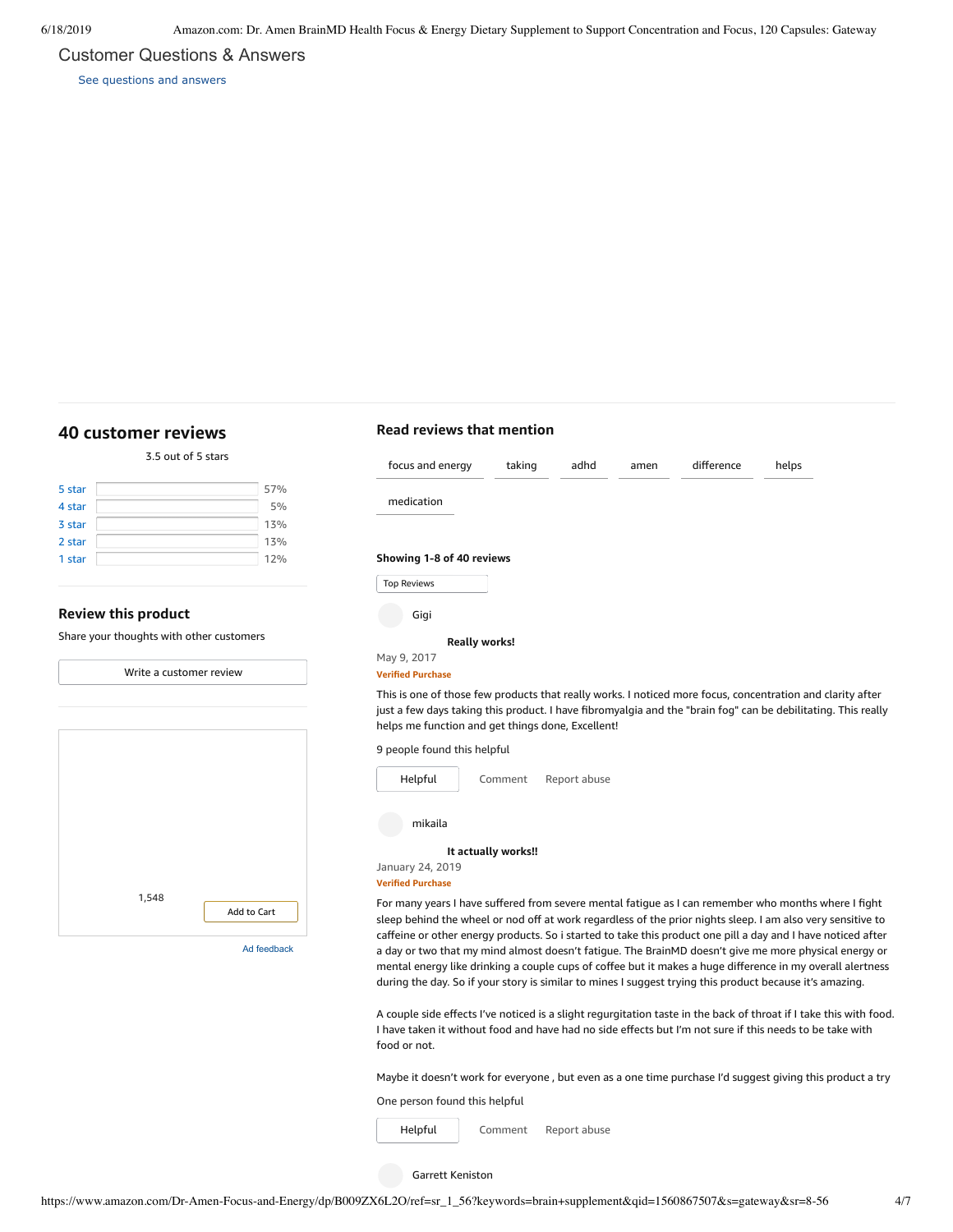## Customer Questions & Answers

See questions and answers

## 40 customer reviews

3.5 out of 5 stars

| | |
|---|---|
| 5 star | 57% |
| 4 star | 5% |
| 3 star | 13% |
| 2 star | 13% |
| 1 star | 12% |

### Review this product

Share your thoughts with other customers

Write a customer review

1,548

Add to Cart

Ad feedback

### Read reviews that mention

focus and energy | taking | adhd | amen | difference | helps | medication

**Showing 1-8 of 40 reviews**

Top Reviews

Gigi

**Really works!**

May 9, 2017

Verified Purchase

This is one of those few products that really works. I noticed more focus, concentration and clarity after just a few days taking this product. I have fibromyalgia and the "brain fog" can be debilitating. This really helps me function and get things done, Excellent!

9 people found this helpful

Helpful | Comment | Report abuse

mikaila

**It actually works!!**

January 24, 2019

Verified Purchase

For many years I have suffered from severe mental fatigue as I can remember who months where I fight sleep behind the wheel or nod off at work regardless of the prior nights sleep. I am also very sensitive to caffeine or other energy products. So i started to take this product one pill a day and I have noticed after a day or two that my mind almost doesn't fatigue. The BrainMD doesn't give me more physical energy or mental energy like drinking a couple cups of coffee but it makes a huge difference in my overall alertness during the day. So if your story is similar to mines I suggest trying this product because it's amazing.

A couple side effects I've noticed is a slight regurgitation taste in the back of throat if I take this with food. I have taken it without food and have had no side effects but I'm not sure if this needs to be take with food or not.

Maybe it doesn't work for everyone , but even as a one time purchase I'd suggest giving this product a try

One person found this helpful

Helpful | Comment | Report abuse

Garrett Keniston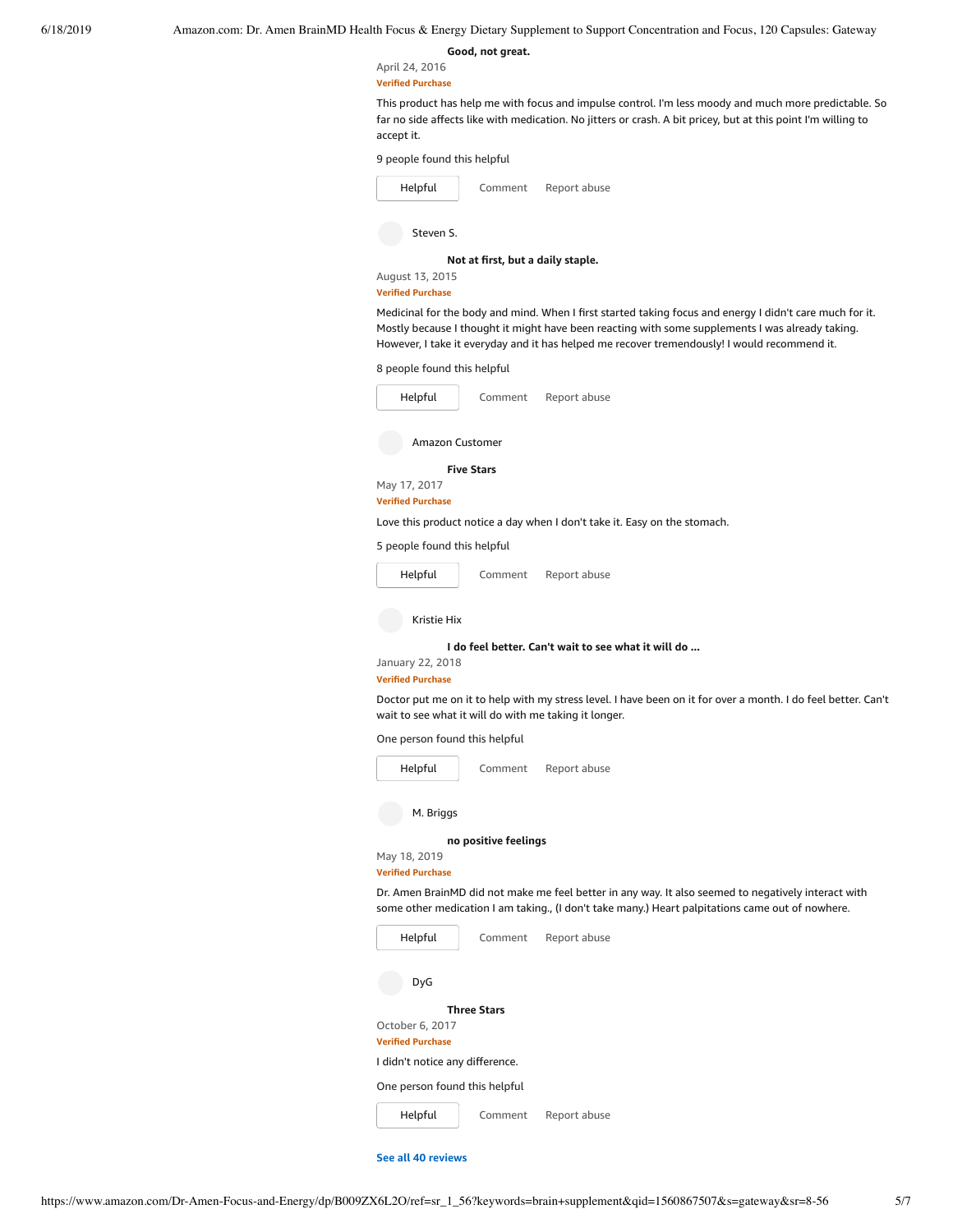**Good, not great.**

April 24, 2016

Verified Purchase

This product has help me with focus and impulse control. I'm less moody and much more predictable. So far no side affects like with medication. No jitters or crash. A bit pricey, but at this point I'm willing to accept it.

9 people found this helpful

Helpful Comment Report abuse

Steven S.

**Not at first, but a daily staple.**

August 13, 2015

Verified Purchase

Medicinal for the body and mind. When I first started taking focus and energy I didn't care much for it. Mostly because I thought it might have been reacting with some supplements I was already taking. However, I take it everyday and it has helped me recover tremendously! I would recommend it.

8 people found this helpful

Helpful Comment Report abuse

Amazon Customer

**Five Stars**

May 17, 2017

Verified Purchase

Love this product notice a day when I don't take it. Easy on the stomach.

5 people found this helpful

Helpful Comment Report abuse

Kristie Hix

**I do feel better. Can't wait to see what it will do ...**

January 22, 2018

Verified Purchase

Doctor put me on it to help with my stress level. I have been on it for over a month. I do feel better. Can't wait to see what it will do with me taking it longer.

One person found this helpful

Helpful Comment Report abuse

M. Briggs

**no positive feelings**

May 18, 2019

Verified Purchase

Dr. Amen BrainMD did not make me feel better in any way. It also seemed to negatively interact with some other medication I am taking., (I don't take many.) Heart palpitations came out of nowhere.

Helpful Comment Report abuse

DyG

**Three Stars**

October 6, 2017

Verified Purchase

I didn't notice any difference.

One person found this helpful

Helpful Comment Report abuse

**See all 40 reviews**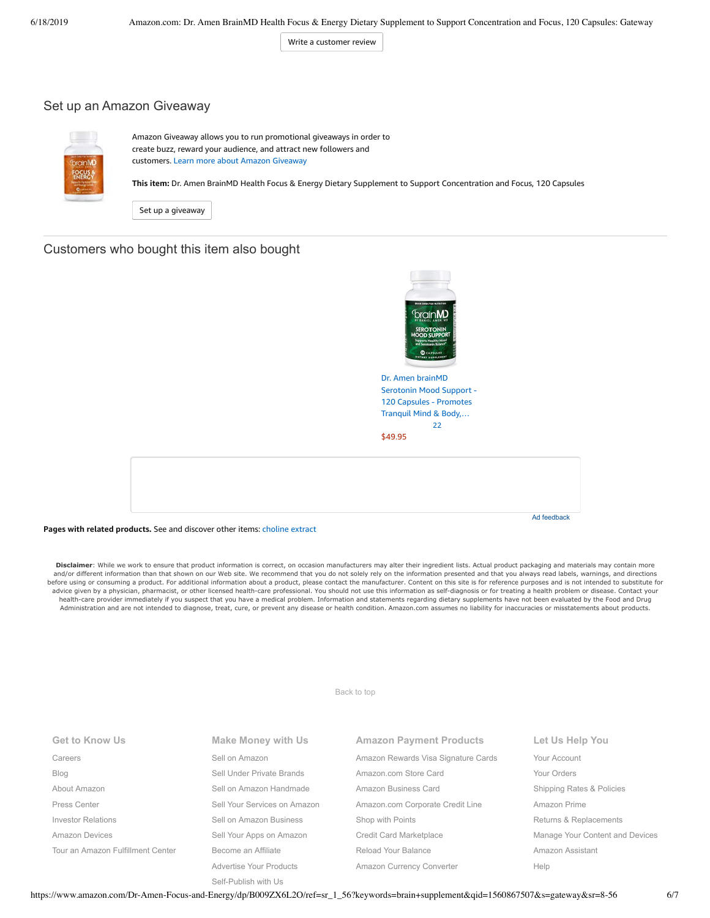Write a customer review

## Set up an Amazon Giveaway

Amazon Giveaway allows you to run promotional giveaways in order to create buzz, reward your audience, and attract new followers and customers. Learn more about Amazon Giveaway

**This item:** Dr. Amen BrainMD Health Focus & Energy Dietary Supplement to Support Concentration and Focus, 120 Capsules

Set up a giveaway

## Customers who bought this item also bought

Dr. Amen brainMD Serotonin Mood Support - 120 Capsules - Promotes Tranquil Mind & Body,…

22

$49.95

Ad feedback

**Pages with related products.** See and discover other items: choline extract

**Disclaimer**: While we work to ensure that product information is correct, on occasion manufacturers may alter their ingredient lists. Actual product packaging and materials may contain more and/or different information than that shown on our Web site. We recommend that you do not solely rely on the information presented and that you always read labels, warnings, and directions before using or consuming a product. For additional information about a product, please contact the manufacturer. Content on this site is for reference purposes and is not intended to substitute for advice given by a physician, pharmacist, or other licensed health-care professional. You should not use this information as self-diagnosis or for treating a health problem or disease. Contact your health-care provider immediately if you suspect that you have a medical problem. Information and statements regarding dietary supplements have not been evaluated by the Food and Drug Administration and are not intended to diagnose, treat, cure, or prevent any disease or health condition. Amazon.com assumes no liability for inaccuracies or misstatements about products.

Back to top

**Get to Know Us**
- Careers
- Blog
- About Amazon
- Press Center
- Investor Relations
- Amazon Devices
- Tour an Amazon Fulfillment Center

**Make Money with Us**
- Sell on Amazon
- Sell Under Private Brands
- Sell on Amazon Handmade
- Sell Your Services on Amazon
- Sell on Amazon Business
- Sell Your Apps on Amazon
- Become an Affiliate
- Advertise Your Products
- Self-Publish with Us

**Amazon Payment Products**
- Amazon Rewards Visa Signature Cards
- Amazon.com Store Card
- Amazon Business Card
- Amazon.com Corporate Credit Line
- Shop with Points
- Credit Card Marketplace
- Reload Your Balance
- Amazon Currency Converter

**Let Us Help You**
- Your Account
- Your Orders
- Shipping Rates & Policies
- Amazon Prime
- Returns & Replacements
- Manage Your Content and Devices
- Amazon Assistant
- Help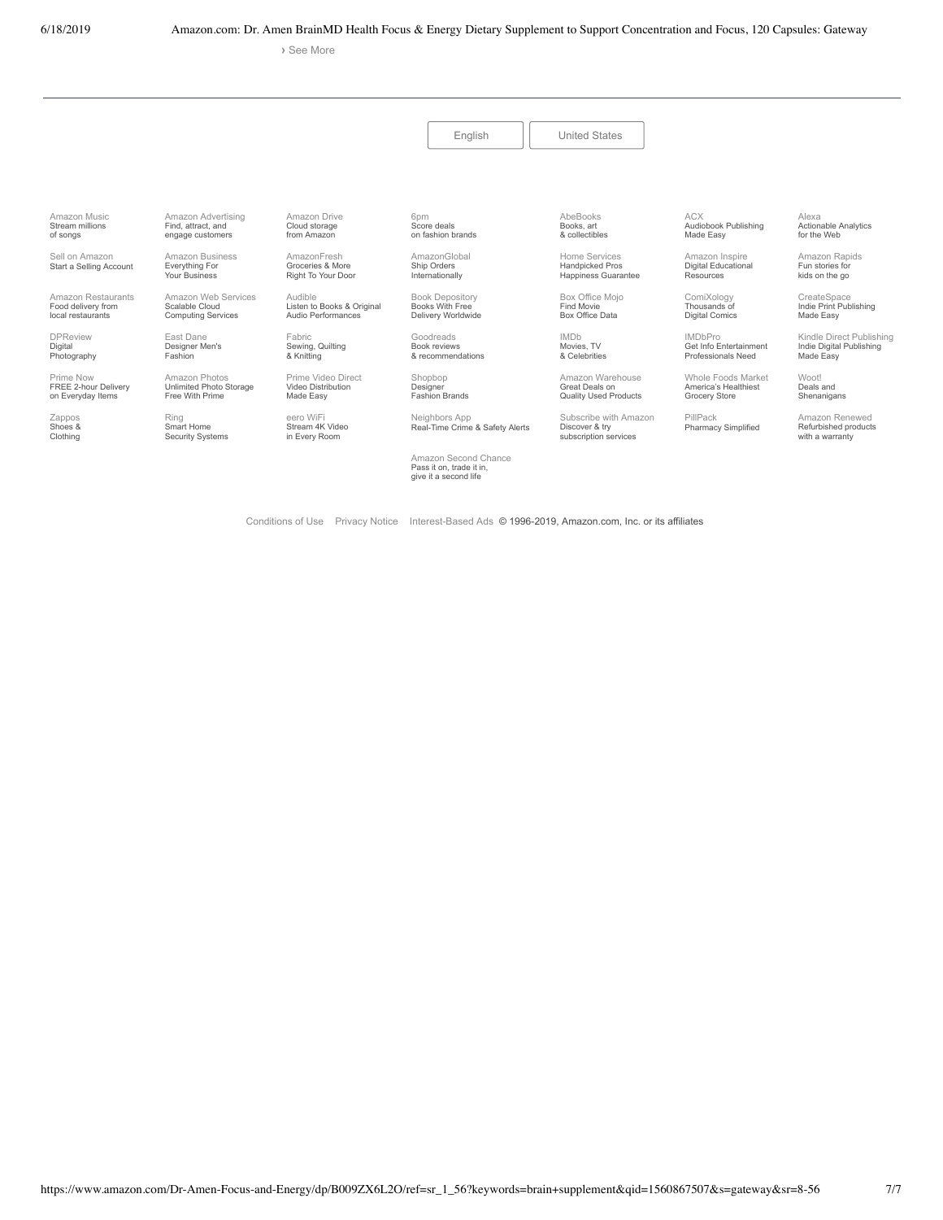› See More

English | United States

| | | | | | | |
|---|---|---|---|---|---|---|
| Amazon Music<br>Stream millions<br>of songs | Amazon Advertising<br>Find, attract, and<br>engage customers | Amazon Drive<br>Cloud storage<br>from Amazon | 6pm<br>Score deals<br>on fashion brands | AbeBooks<br>Books, art<br>& collectibles | ACX<br>Audiobook Publishing<br>Made Easy | Alexa<br>Actionable Analytics<br>for the Web |
| Sell on Amazon<br>Start a Selling Account | Amazon Business<br>Everything For<br>Your Business | AmazonFresh<br>Groceries & More<br>Right To Your Door | AmazonGlobal<br>Ship Orders<br>Internationally | Home Services<br>Handpicked Pros<br>Happiness Guarantee | Amazon Inspire<br>Digital Educational<br>Resources | Amazon Rapids<br>Fun stories for<br>kids on the go |
| Amazon Restaurants<br>Food delivery from<br>local restaurants | Amazon Web Services<br>Scalable Cloud<br>Computing Services | Audible<br>Listen to Books & Original<br>Audio Performances | Book Depository<br>Books With Free<br>Delivery Worldwide | Box Office Mojo<br>Find Movie<br>Box Office Data | ComiXology<br>Thousands of<br>Digital Comics | CreateSpace<br>Indie Print Publishing<br>Made Easy |
| DPReview<br>Digital<br>Photography | East Dane<br>Designer Men's<br>Fashion | Fabric<br>Sewing, Quilting<br>& Knitting | Goodreads<br>Book reviews<br>& recommendations | IMDb<br>Movies, TV<br>& Celebrities | IMDbPro<br>Get Info Entertainment<br>Professionals Need | Kindle Direct Publishing<br>Indie Digital Publishing<br>Made Easy |
| Prime Now<br>FREE 2-hour Delivery<br>on Everyday Items | Amazon Photos<br>Unlimited Photo Storage<br>Free With Prime | Prime Video Direct<br>Video Distribution<br>Made Easy | Shopbop<br>Designer<br>Fashion Brands | Amazon Warehouse<br>Great Deals on<br>Quality Used Products | Whole Foods Market<br>America's Healthiest<br>Grocery Store | Woot!<br>Deals and<br>Shenanigans |
| Zappos<br>Shoes &<br>Clothing | Ring<br>Smart Home<br>Security Systems | eero WiFi<br>Stream 4K Video<br>in Every Room | Neighbors App<br>Real-Time Crime & Safety Alerts | Subscribe with Amazon<br>Discover & try<br>subscription services | PillPack<br>Pharmacy Simplified | Amazon Renewed<br>Refurbished products<br>with a warranty |
| | | | Amazon Second Chance<br>Pass it on, trade it in,<br>give it a second life | | | |

Conditions of Use   Privacy Notice   Interest-Based Ads   © 1996-2019, Amazon.com, Inc. or its affiliates